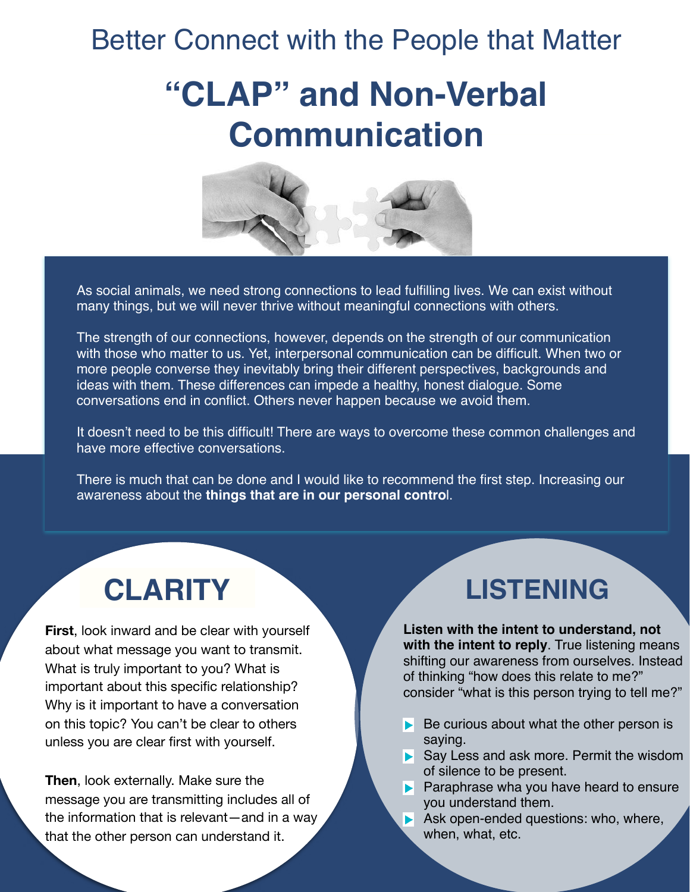Better Connect with the People that Matter

# "CLAP" and Non-Verbal Communication

As social animals, we need strong connections to lead fulfilling lives. We can exist without many things, but we will never thrive without meaningful connections with others.

The strength of our connections, however, depends on the strength of our communication with those who matter to us. Yet, interpersonal communication can be difficult. When two or more people converse they inevitably bring their different perspectives, backgrounds and ideas with them. These differences can impede a healthy, honest dialogue. Some conversations end in conflict. Others never happen because we avoid them.

It doesn't need to be this difficult! There are ways to overcome these common challenges and have more effective conversations.

There is much that can be done and I would like to recommend the first step. Increasing our awareness about the **things that are in our personal control**.

## CLARITY

**First**, look inward and be clear with yourself about what message you want to transmit. What is truly important to you? What is important about this specific relationship? Why is it important to have a conversation on this topic? You can't be clear to others unless you are clear first with yourself.

**Then**, look externally. Make sure the message you are transmitting includes all of the information that is relevant—and in a way that the other person can understand it.

## LISTENING

**Listen with the intent to understand, not with the intent to reply**. True listening means shifting our awareness from ourselves. Instead of thinking "how does this relate to me?" consider "what is this person trying to tell me?"

- Be curious about what the other person is saying.
- Say Less and ask more. Permit the wisdom of silence to be present.
- Paraphrase wha you have heard to ensure you understand them.
- Ask open-ended questions: who, where, when, what, etc.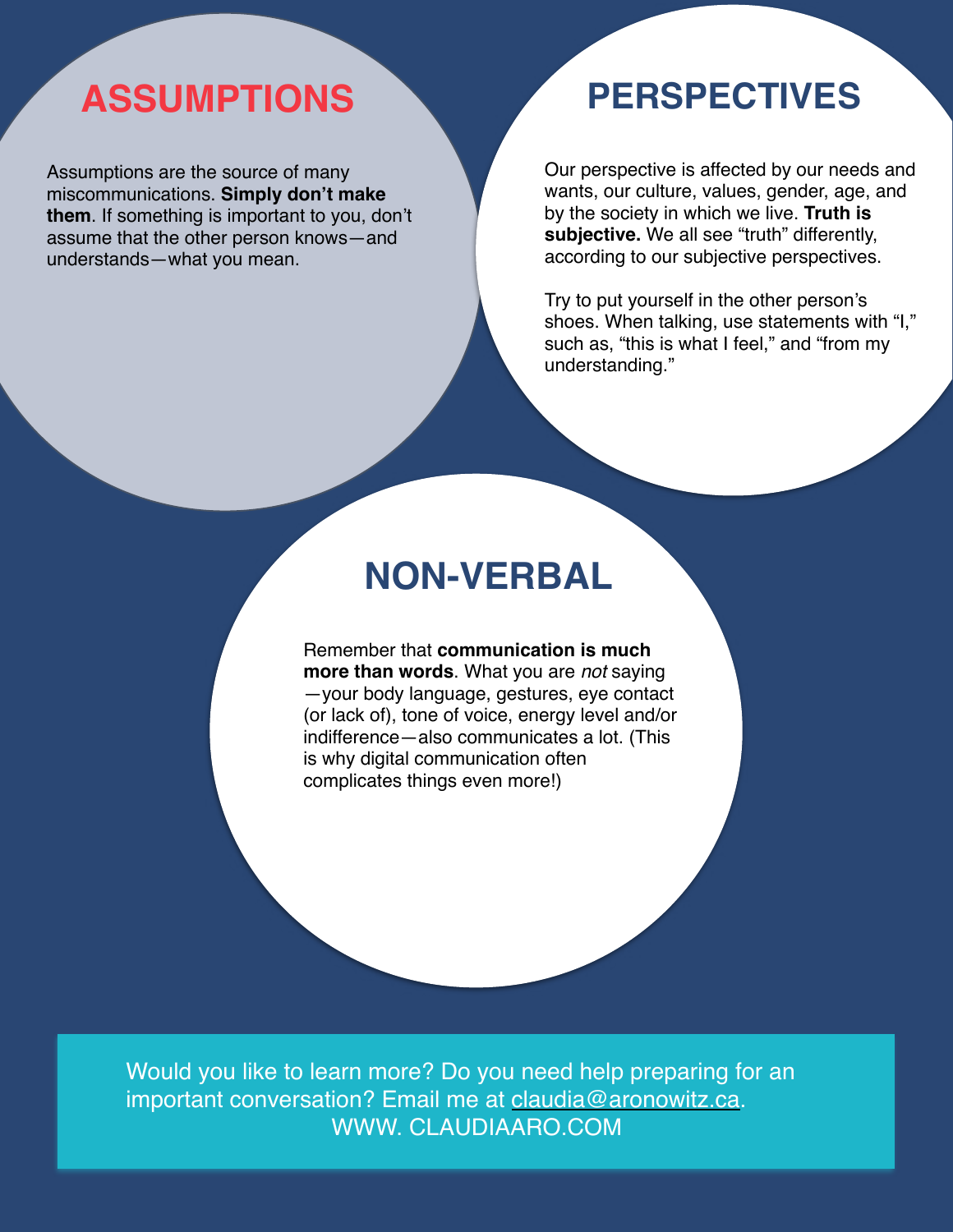## ASSUMPTIONS

Assumptions are the source of many miscommunications. **Simply don't make them**. If something is important to you, don't assume that the other person knows—and understands—what you mean.

## PERSPECTIVES

Our perspective is affected by our needs and wants, our culture, values, gender, age, and by the society in which we live. **Truth is subjective.** We all see "truth" differently, according to our subjective perspectives.

Try to put yourself in the other person's shoes. When talking, use statements with "I," such as, "this is what I feel," and "from my understanding."

## NON-VERBAL

Remember that **communication is much more than words**. What you are *not* saying—your body language, gestures, eye contact (or lack of), tone of voice, energy level and/or indifference—also communicates a lot. (This is why digital communication often complicates things even more!)

Would you like to learn more? Do you need help preparing for an important conversation? Email me at claudia@aronowitz.ca.
WWW. CLAUDIAARO.COM